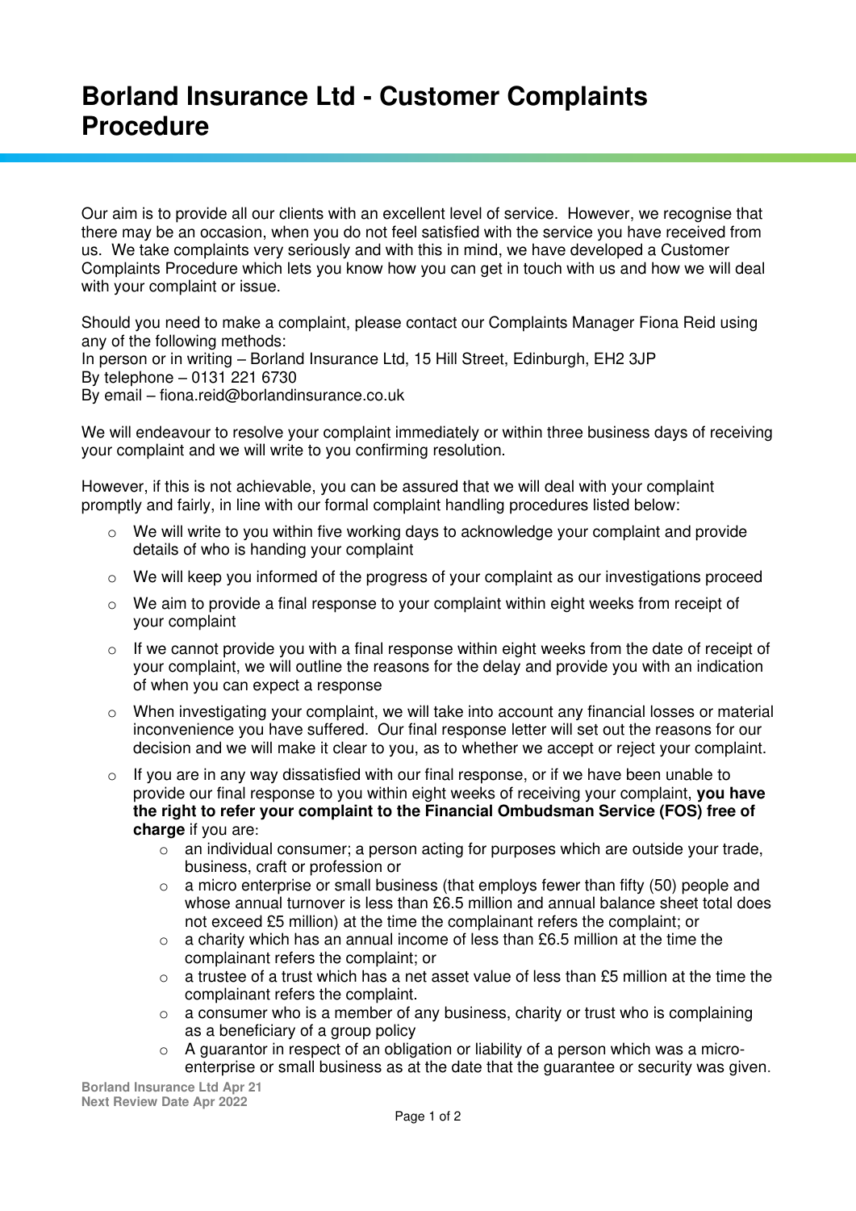# Borland Insurance Ltd - Customer Complaints Procedure

Our aim is to provide all our clients with an excellent level of service. However, we recognise that there may be an occasion, when you do not feel satisfied with the service you have received from us. We take complaints very seriously and with this in mind, we have developed a Customer Complaints Procedure which lets you know how you can get in touch with us and how we will deal with your complaint or issue.

Should you need to make a complaint, please contact our Complaints Manager Fiona Reid using any of the following methods:
In person or in writing – Borland Insurance Ltd, 15 Hill Street, Edinburgh, EH2 3JP
By telephone – 0131 221 6730
By email – fiona.reid@borlandinsurance.co.uk

We will endeavour to resolve your complaint immediately or within three business days of receiving your complaint and we will write to you confirming resolution.

However, if this is not achievable, you can be assured that we will deal with your complaint promptly and fairly, in line with our formal complaint handling procedures listed below:

- We will write to you within five working days to acknowledge your complaint and provide details of who is handing your complaint
- We will keep you informed of the progress of your complaint as our investigations proceed
- We aim to provide a final response to your complaint within eight weeks from receipt of your complaint
- If we cannot provide you with a final response within eight weeks from the date of receipt of your complaint, we will outline the reasons for the delay and provide you with an indication of when you can expect a response
- When investigating your complaint, we will take into account any financial losses or material inconvenience you have suffered. Our final response letter will set out the reasons for our decision and we will make it clear to you, as to whether we accept or reject your complaint.
- If you are in any way dissatisfied with our final response, or if we have been unable to provide our final response to you within eight weeks of receiving your complaint, **you have the right to refer your complaint to the Financial Ombudsman Service (FOS) free of charge** if you are:
  - an individual consumer; a person acting for purposes which are outside your trade, business, craft or profession or
  - a micro enterprise or small business (that employs fewer than fifty (50) people and whose annual turnover is less than £6.5 million and annual balance sheet total does not exceed £5 million) at the time the complainant refers the complaint; or
  - a charity which has an annual income of less than £6.5 million at the time the complainant refers the complaint; or
  - a trustee of a trust which has a net asset value of less than £5 million at the time the complainant refers the complaint.
  - a consumer who is a member of any business, charity or trust who is complaining as a beneficiary of a group policy
  - A guarantor in respect of an obligation or liability of a person which was a micro-enterprise or small business as at the date that the guarantee or security was given.

Borland Insurance Ltd Apr 21
Next Review Date Apr 2022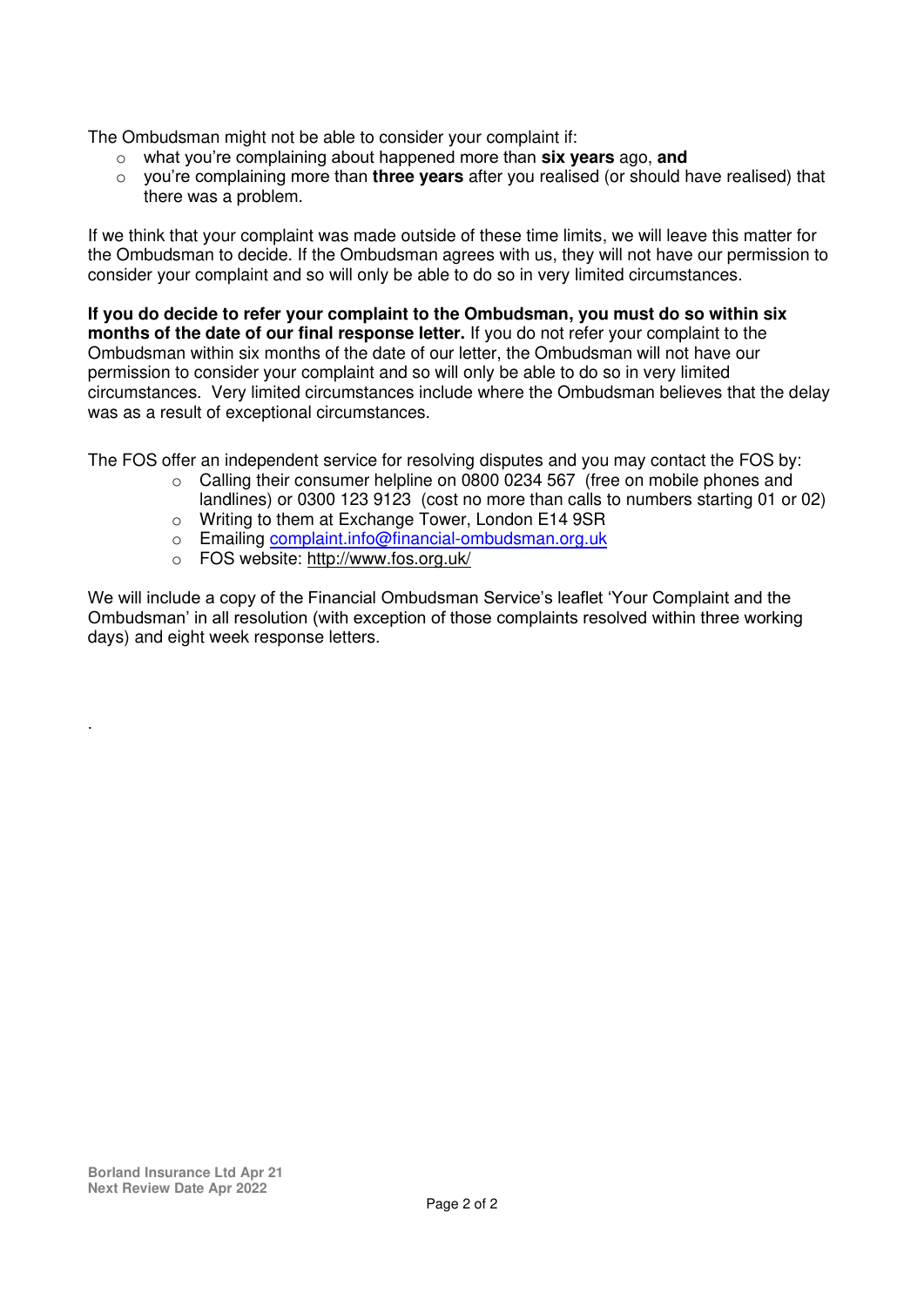The Ombudsman might not be able to consider your complaint if:

- what you're complaining about happened more than **six years** ago, **and**
- you're complaining more than **three years** after you realised (or should have realised) that there was a problem.

If we think that your complaint was made outside of these time limits, we will leave this matter for the Ombudsman to decide. If the Ombudsman agrees with us, they will not have our permission to consider your complaint and so will only be able to do so in very limited circumstances.

**If you do decide to refer your complaint to the Ombudsman, you must do so within six months of the date of our final response letter.** If you do not refer your complaint to the Ombudsman within six months of the date of our letter, the Ombudsman will not have our permission to consider your complaint and so will only be able to do so in very limited circumstances. Very limited circumstances include where the Ombudsman believes that the delay was as a result of exceptional circumstances.

The FOS offer an independent service for resolving disputes and you may contact the FOS by:

- Calling their consumer helpline on 0800 0234 567 (free on mobile phones and landlines) or 0300 123 9123 (cost no more than calls to numbers starting 01 or 02)
- Writing to them at Exchange Tower, London E14 9SR
- Emailing complaint.info@financial-ombudsman.org.uk
- FOS website: http://www.fos.org.uk/

We will include a copy of the Financial Ombudsman Service's leaflet 'Your Complaint and the Ombudsman' in all resolution (with exception of those complaints resolved within three working days) and eight week response letters.

.

**Borland Insurance Ltd Apr 21**
**Next Review Date Apr 2022**